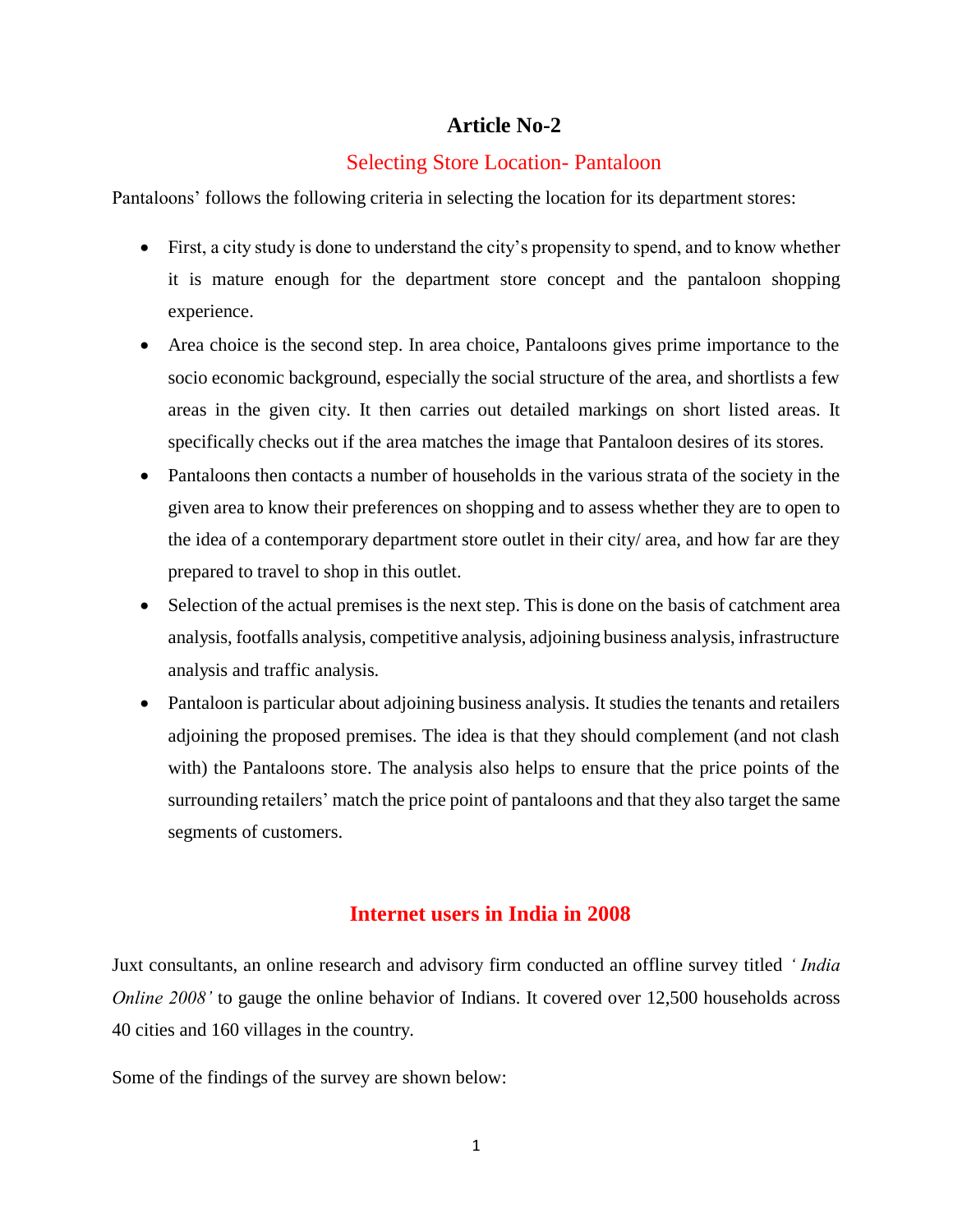# Article No-2

## Selecting Store Location- Pantaloon

Pantaloons' follows the following criteria in selecting the location for its department stores:

- First, a city study is done to understand the city's propensity to spend, and to know whether it is mature enough for the department store concept and the pantaloon shopping experience.
- Area choice is the second step. In area choice, Pantaloons gives prime importance to the socio economic background, especially the social structure of the area, and shortlists a few areas in the given city. It then carries out detailed markings on short listed areas. It specifically checks out if the area matches the image that Pantaloon desires of its stores.
- Pantaloons then contacts a number of households in the various strata of the society in the given area to know their preferences on shopping and to assess whether they are to open to the idea of a contemporary department store outlet in their city/ area, and how far are they prepared to travel to shop in this outlet.
- Selection of the actual premises is the next step. This is done on the basis of catchment area analysis, footfalls analysis, competitive analysis, adjoining business analysis, infrastructure analysis and traffic analysis.
- Pantaloon is particular about adjoining business analysis. It studies the tenants and retailers adjoining the proposed premises. The idea is that they should complement (and not clash with) the Pantaloons store. The analysis also helps to ensure that the price points of the surrounding retailers' match the price point of pantaloons and that they also target the same segments of customers.

## **Internet users in India in 2008**

Juxt consultants, an online research and advisory firm conducted an offline survey titled *' India Online 2008'* to gauge the online behavior of Indians. It covered over 12,500 households across 40 cities and 160 villages in the country.

Some of the findings of the survey are shown below: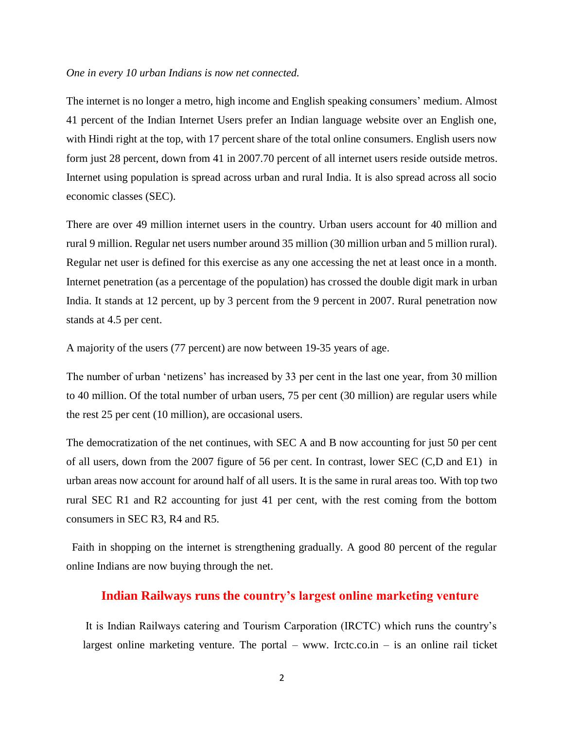*One in every 10 urban Indians is now net connected.*

The internet is no longer a metro, high income and English speaking consumers' medium. Almost 41 percent of the Indian Internet Users prefer an Indian language website over an English one, with Hindi right at the top, with 17 percent share of the total online consumers. English users now form just 28 percent, down from 41 in 2007.70 percent of all internet users reside outside metros. Internet using population is spread across urban and rural India. It is also spread across all socio economic classes (SEC).

There are over 49 million internet users in the country. Urban users account for 40 million and rural 9 million. Regular net users number around 35 million (30 million urban and 5 million rural). Regular net user is defined for this exercise as any one accessing the net at least once in a month. Internet penetration (as a percentage of the population) has crossed the double digit mark in urban India. It stands at 12 percent, up by 3 percent from the 9 percent in 2007. Rural penetration now stands at 4.5 per cent.

A majority of the users (77 percent) are now between 19-35 years of age.

The number of urban 'netizens' has increased by 33 per cent in the last one year, from 30 million to 40 million. Of the total number of urban users, 75 per cent (30 million) are regular users while the rest 25 per cent (10 million), are occasional users.

The democratization of the net continues, with SEC A and B now accounting for just 50 per cent of all users, down from the 2007 figure of 56 per cent. In contrast, lower SEC (C,D and E1) in urban areas now account for around half of all users. It is the same in rural areas too. With top two rural SEC R1 and R2 accounting for just 41 per cent, with the rest coming from the bottom consumers in SEC R3, R4 and R5.

Faith in shopping on the internet is strengthening gradually. A good 80 percent of the regular online Indians are now buying through the net.

## Indian Railways runs the country's largest online marketing venture

It is Indian Railways catering and Tourism Carporation (IRCTC) which runs the country's largest online marketing venture. The portal – www. Irctc.co.in – is an online rail ticket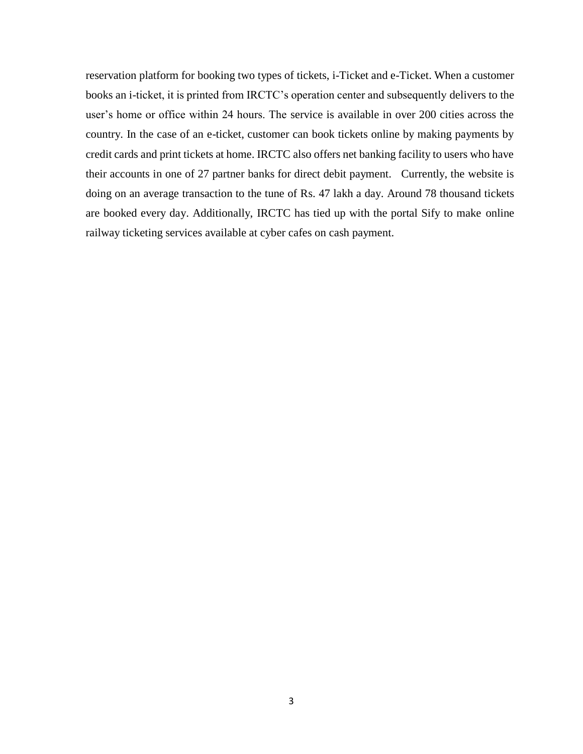reservation platform for booking two types of tickets, i-Ticket and e-Ticket. When a customer books an i-ticket, it is printed from IRCTC's operation center and subsequently delivers to the user's home or office within 24 hours. The service is available in over 200 cities across the country. In the case of an e-ticket, customer can book tickets online by making payments by credit cards and print tickets at home. IRCTC also offers net banking facility to users who have their accounts in one of 27 partner banks for direct debit payment. Currently, the website is doing on an average transaction to the tune of Rs. 47 lakh a day. Around 78 thousand tickets are booked every day. Additionally, IRCTC has tied up with the portal Sify to make online railway ticketing services available at cyber cafes on cash payment.